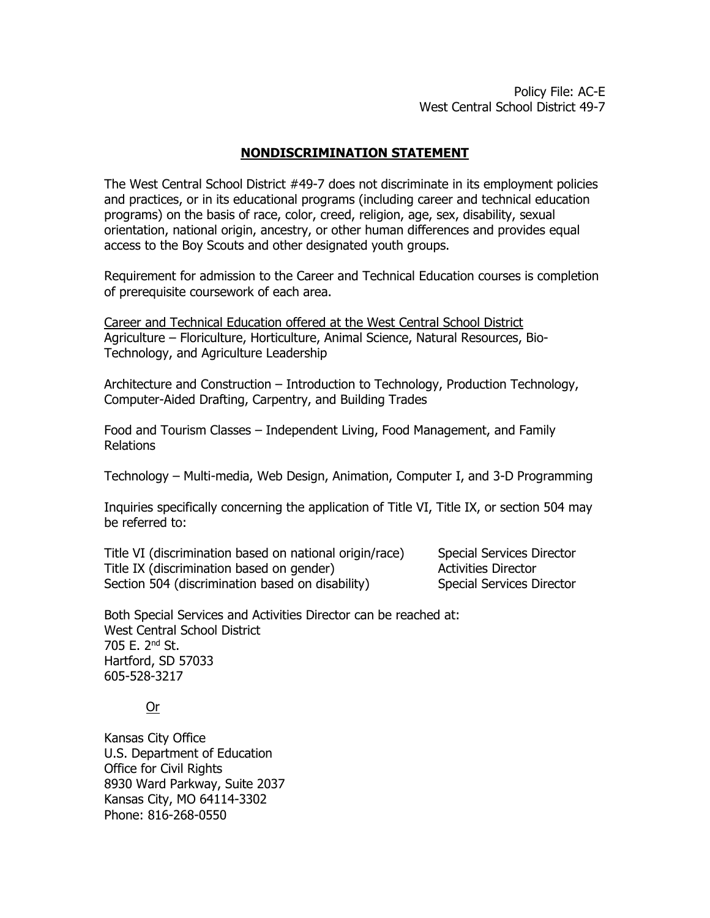Policy File: AC-E
West Central School District 49-7

## NONDISCRIMINATION STATEMENT

The West Central School District #49-7 does not discriminate in its employment policies and practices, or in its educational programs (including career and technical education programs) on the basis of race, color, creed, religion, age, sex, disability, sexual orientation, national origin, ancestry, or other human differences and provides equal access to the Boy Scouts and other designated youth groups.

Requirement for admission to the Career and Technical Education courses is completion of prerequisite coursework of each area.

Career and Technical Education offered at the West Central School District
Agriculture – Floriculture, Horticulture, Animal Science, Natural Resources, Bio-Technology, and Agriculture Leadership

Architecture and Construction – Introduction to Technology, Production Technology, Computer-Aided Drafting, Carpentry, and Building Trades

Food and Tourism Classes – Independent Living, Food Management, and Family Relations

Technology – Multi-media, Web Design, Animation, Computer I, and 3-D Programming

Inquiries specifically concerning the application of Title VI, Title IX, or section 504 may be referred to:

| | |
|---|---|
| Title VI (discrimination based on national origin/race) | Special Services Director |
| Title IX (discrimination based on gender) | Activities Director |
| Section 504 (discrimination based on disability) | Special Services Director |

Both Special Services and Activities Director can be reached at:
West Central School District
705 E. 2nd St.
Hartford, SD 57033
605-528-3217

Or

Kansas City Office
U.S. Department of Education
Office for Civil Rights
8930 Ward Parkway, Suite 2037
Kansas City, MO 64114-3302
Phone: 816-268-0550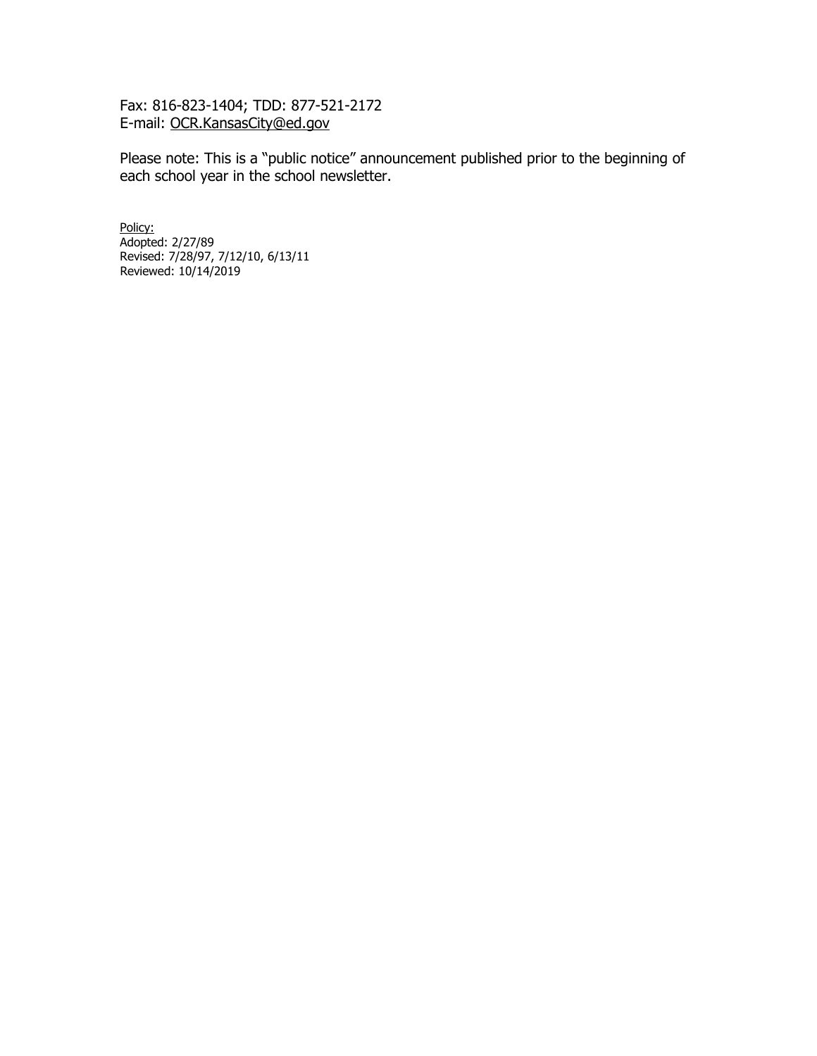Fax: 816-823-1404; TDD: 877-521-2172
E-mail: OCR.KansasCity@ed.gov

Please note: This is a "public notice" announcement published prior to the beginning of each school year in the school newsletter.

Policy:
Adopted: 2/27/89
Revised: 7/28/97, 7/12/10, 6/13/11
Reviewed: 10/14/2019